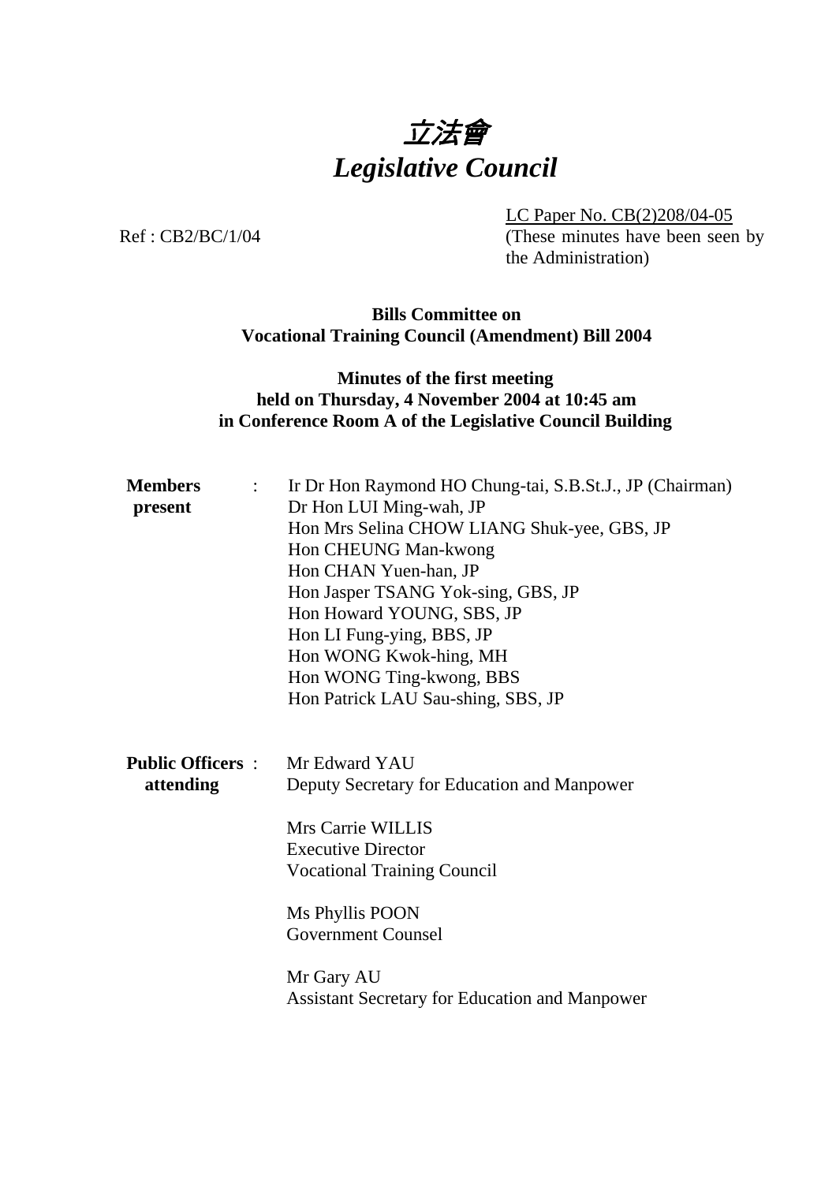# 立法會
# *Legislative Council*

Ref : CB2/BC/1/04

LC Paper No. CB(2)208/04-05
(These minutes have been seen by the Administration)

**Bills Committee on Vocational Training Council (Amendment) Bill 2004**

**Minutes of the first meeting held on Thursday, 4 November 2004 at 10:45 am in Conference Room A of the Legislative Council Building**

**Members present** :

Ir Dr Hon Raymond HO Chung-tai, S.B.St.J., JP (Chairman)
Dr Hon LUI Ming-wah, JP
Hon Mrs Selina CHOW LIANG Shuk-yee, GBS, JP
Hon CHEUNG Man-kwong
Hon CHAN Yuen-han, JP
Hon Jasper TSANG Yok-sing, GBS, JP
Hon Howard YOUNG, SBS, JP
Hon LI Fung-ying, BBS, JP
Hon WONG Kwok-hing, MH
Hon WONG Ting-kwong, BBS
Hon Patrick LAU Sau-shing, SBS, JP

**Public Officers attending** :

Mr Edward YAU
Deputy Secretary for Education and Manpower

Mrs Carrie WILLIS
Executive Director
Vocational Training Council

Ms Phyllis POON
Government Counsel

Mr Gary AU
Assistant Secretary for Education and Manpower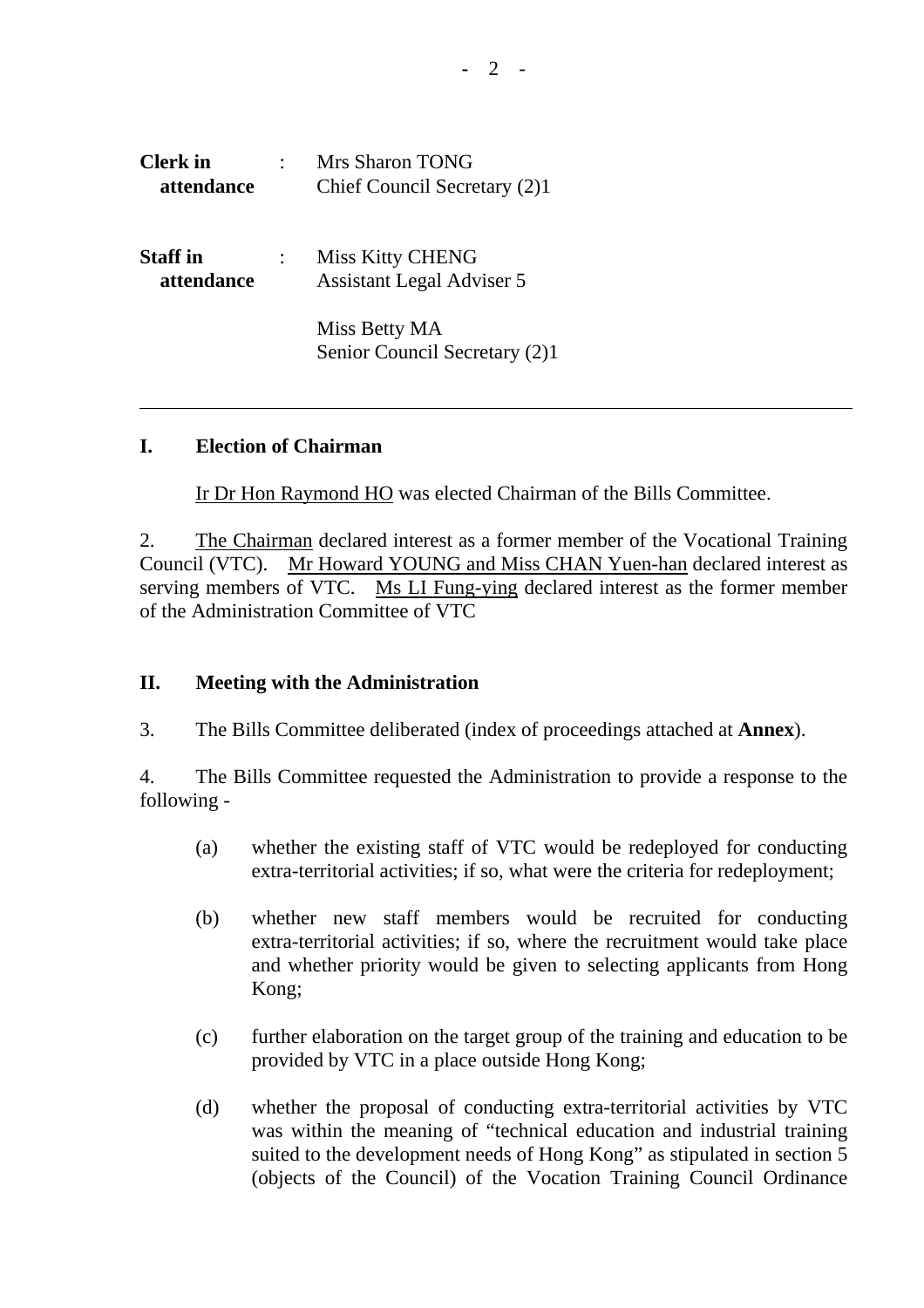| | | |
|---|---|---|
| **Clerk in attendance** | : | Mrs Sharon TONG<br>Chief Council Secretary (2)1 |
| **Staff in attendance** | : | Miss Kitty CHENG<br>Assistant Legal Adviser 5<br><br>Miss Betty MA<br>Senior Council Secretary (2)1 |

---

## I. Election of Chairman

Ir Dr Hon Raymond HO was elected Chairman of the Bills Committee.

2. The Chairman declared interest as a former member of the Vocational Training Council (VTC). Mr Howard YOUNG and Miss CHAN Yuen-han declared interest as serving members of VTC. Ms LI Fung-ying declared interest as the former member of the Administration Committee of VTC

## II. Meeting with the Administration

3. The Bills Committee deliberated (index of proceedings attached at **Annex**).

4. The Bills Committee requested the Administration to provide a response to the following -

(a) whether the existing staff of VTC would be redeployed for conducting extra-territorial activities; if so, what were the criteria for redeployment;

(b) whether new staff members would be recruited for conducting extra-territorial activities; if so, where the recruitment would take place and whether priority would be given to selecting applicants from Hong Kong;

(c) further elaboration on the target group of the training and education to be provided by VTC in a place outside Hong Kong;

(d) whether the proposal of conducting extra-territorial activities by VTC was within the meaning of "technical education and industrial training suited to the development needs of Hong Kong" as stipulated in section 5 (objects of the Council) of the Vocation Training Council Ordinance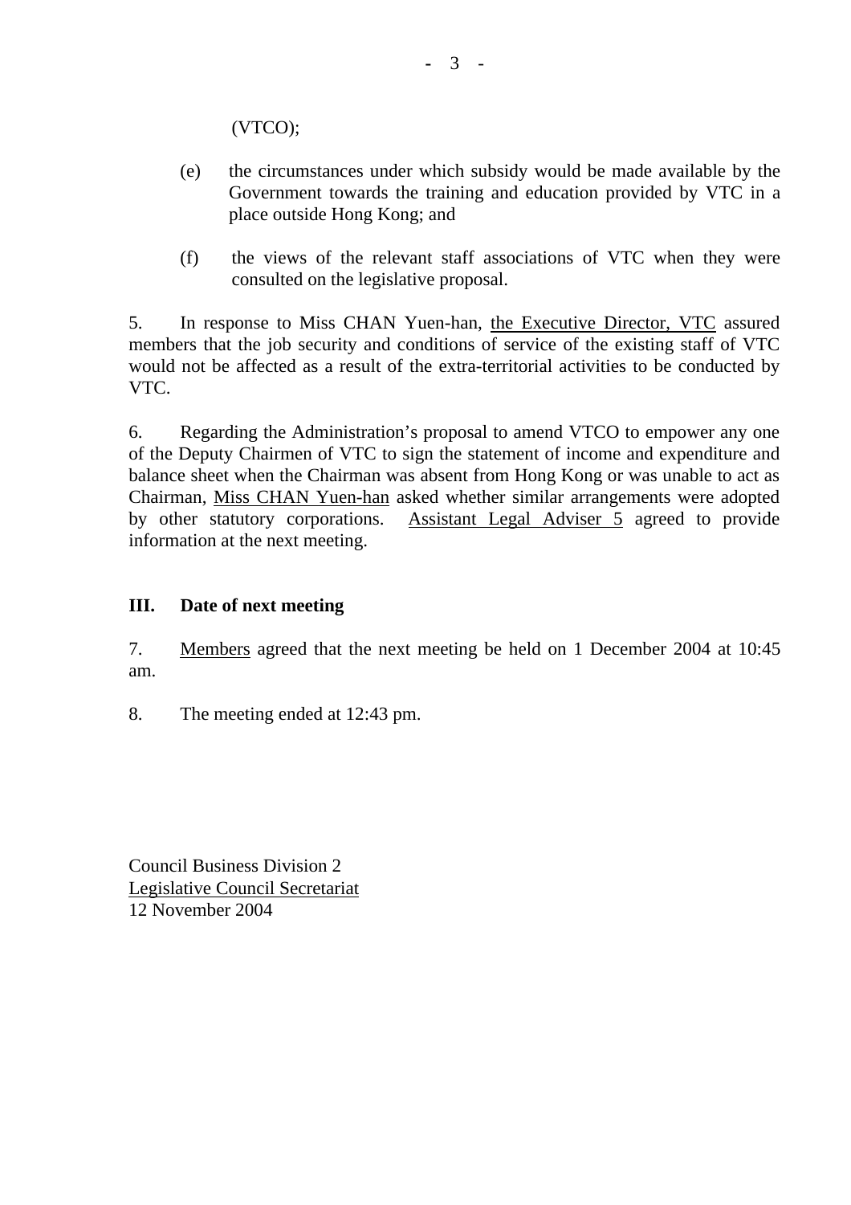(VTCO);

(e) the circumstances under which subsidy would be made available by the Government towards the training and education provided by VTC in a place outside Hong Kong; and

(f) the views of the relevant staff associations of VTC when they were consulted on the legislative proposal.

5. In response to Miss CHAN Yuen-han, the Executive Director, VTC assured members that the job security and conditions of service of the existing staff of VTC would not be affected as a result of the extra-territorial activities to be conducted by VTC.

6. Regarding the Administration's proposal to amend VTCO to empower any one of the Deputy Chairmen of VTC to sign the statement of income and expenditure and balance sheet when the Chairman was absent from Hong Kong or was unable to act as Chairman, Miss CHAN Yuen-han asked whether similar arrangements were adopted by other statutory corporations. Assistant Legal Adviser 5 agreed to provide information at the next meeting.

## III. Date of next meeting

7. Members agreed that the next meeting be held on 1 December 2004 at 10:45 am.

8. The meeting ended at 12:43 pm.

Council Business Division 2
Legislative Council Secretariat
12 November 2004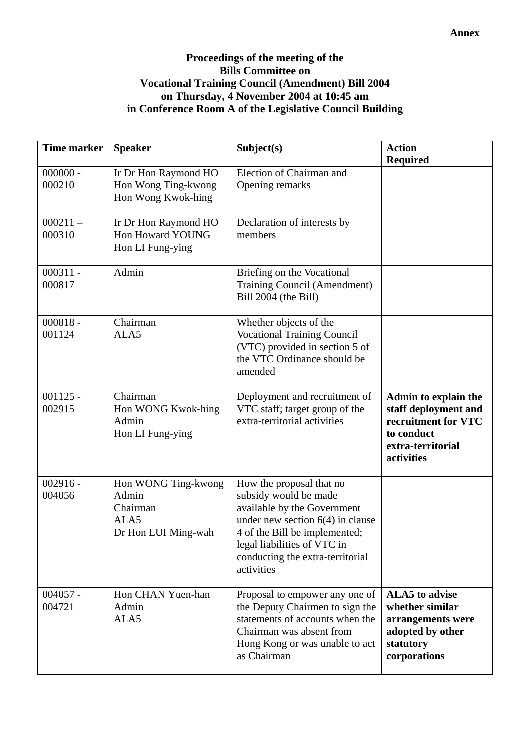**Annex**

**Proceedings of the meeting of the Bills Committee on Vocational Training Council (Amendment) Bill 2004 on Thursday, 4 November 2004 at 10:45 am in Conference Room A of the Legislative Council Building**

| Time marker | Speaker | Subject(s) | Action Required |
|---|---|---|---|
| 000000 - 000210 | Ir Dr Hon Raymond HO<br>Hon Wong Ting-kwong<br>Hon Wong Kwok-hing | Election of Chairman and Opening remarks | |
| 000211 – 000310 | Ir Dr Hon Raymond HO<br>Hon Howard YOUNG<br>Hon LI Fung-ying | Declaration of interests by members | |
| 000311 - 000817 | Admin | Briefing on the Vocational Training Council (Amendment) Bill 2004 (the Bill) | |
| 000818 - 001124 | Chairman<br>ALA5 | Whether objects of the Vocational Training Council (VTC) provided in section 5 of the VTC Ordinance should be amended | |
| 001125 - 002915 | Chairman<br>Hon WONG Kwok-hing<br>Admin<br>Hon LI Fung-ying | Deployment and recruitment of VTC staff; target group of the extra-territorial activities | **Admin to explain the staff deployment and recruitment for VTC to conduct extra-territorial activities** |
| 002916 - 004056 | Hon WONG Ting-kwong<br>Admin<br>Chairman<br>ALA5<br>Dr Hon LUI Ming-wah | How the proposal that no subsidy would be made available by the Government under new section 6(4) in clause 4 of the Bill be implemented; legal liabilities of VTC in conducting the extra-territorial activities | |
| 004057 - 004721 | Hon CHAN Yuen-han<br>Admin<br>ALA5 | Proposal to empower any one of the Deputy Chairmen to sign the statements of accounts when the Chairman was absent from Hong Kong or was unable to act as Chairman | **ALA5 to advise whether similar arrangements were adopted by other statutory corporations** |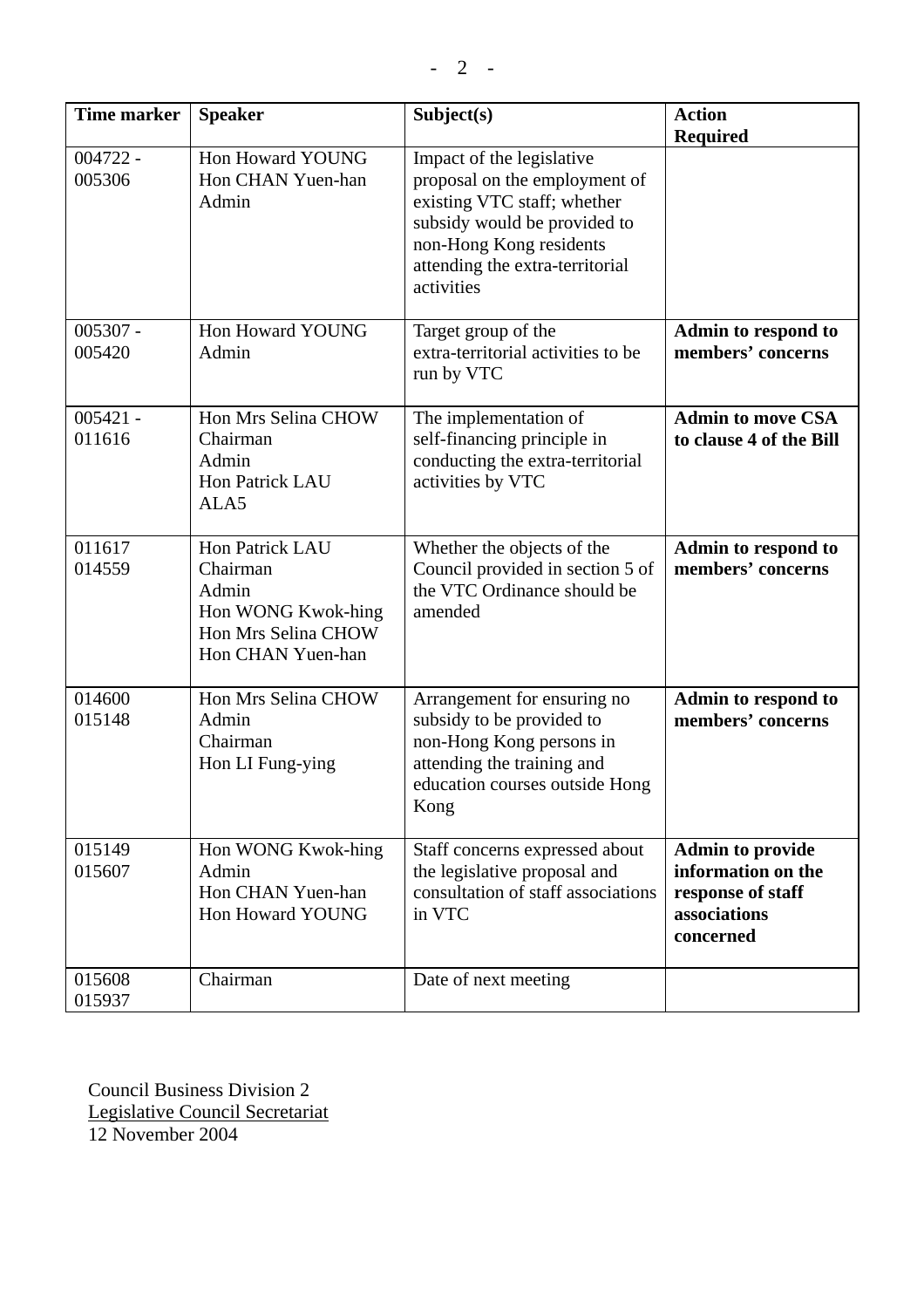| Time marker | Speaker | Subject(s) | Action Required |
|---|---|---|---|
| 004722 - 005306 | Hon Howard YOUNG<br>Hon CHAN Yuen-han<br>Admin | Impact of the legislative proposal on the employment of existing VTC staff; whether subsidy would be provided to non-Hong Kong residents attending the extra-territorial activities | |
| 005307 - 005420 | Hon Howard YOUNG<br>Admin | Target group of the extra-territorial activities to be run by VTC | **Admin to respond to members' concerns** |
| 005421 - 011616 | Hon Mrs Selina CHOW<br>Chairman<br>Admin<br>Hon Patrick LAU<br>ALA5 | The implementation of self-financing principle in conducting the extra-territorial activities by VTC | **Admin to move CSA to clause 4 of the Bill** |
| 011617<br>014559 | Hon Patrick LAU<br>Chairman<br>Admin<br>Hon WONG Kwok-hing<br>Hon Mrs Selina CHOW<br>Hon CHAN Yuen-han | Whether the objects of the Council provided in section 5 of the VTC Ordinance should be amended | **Admin to respond to members' concerns** |
| 014600<br>015148 | Hon Mrs Selina CHOW<br>Admin<br>Chairman<br>Hon LI Fung-ying | Arrangement for ensuring no subsidy to be provided to non-Hong Kong persons in attending the training and education courses outside Hong Kong | **Admin to respond to members' concerns** |
| 015149<br>015607 | Hon WONG Kwok-hing<br>Admin<br>Hon CHAN Yuen-han<br>Hon Howard YOUNG | Staff concerns expressed about the legislative proposal and consultation of staff associations in VTC | **Admin to provide information on the response of staff associations concerned** |
| 015608<br>015937 | Chairman | Date of next meeting | |

Council Business Division 2
Legislative Council Secretariat
12 November 2004